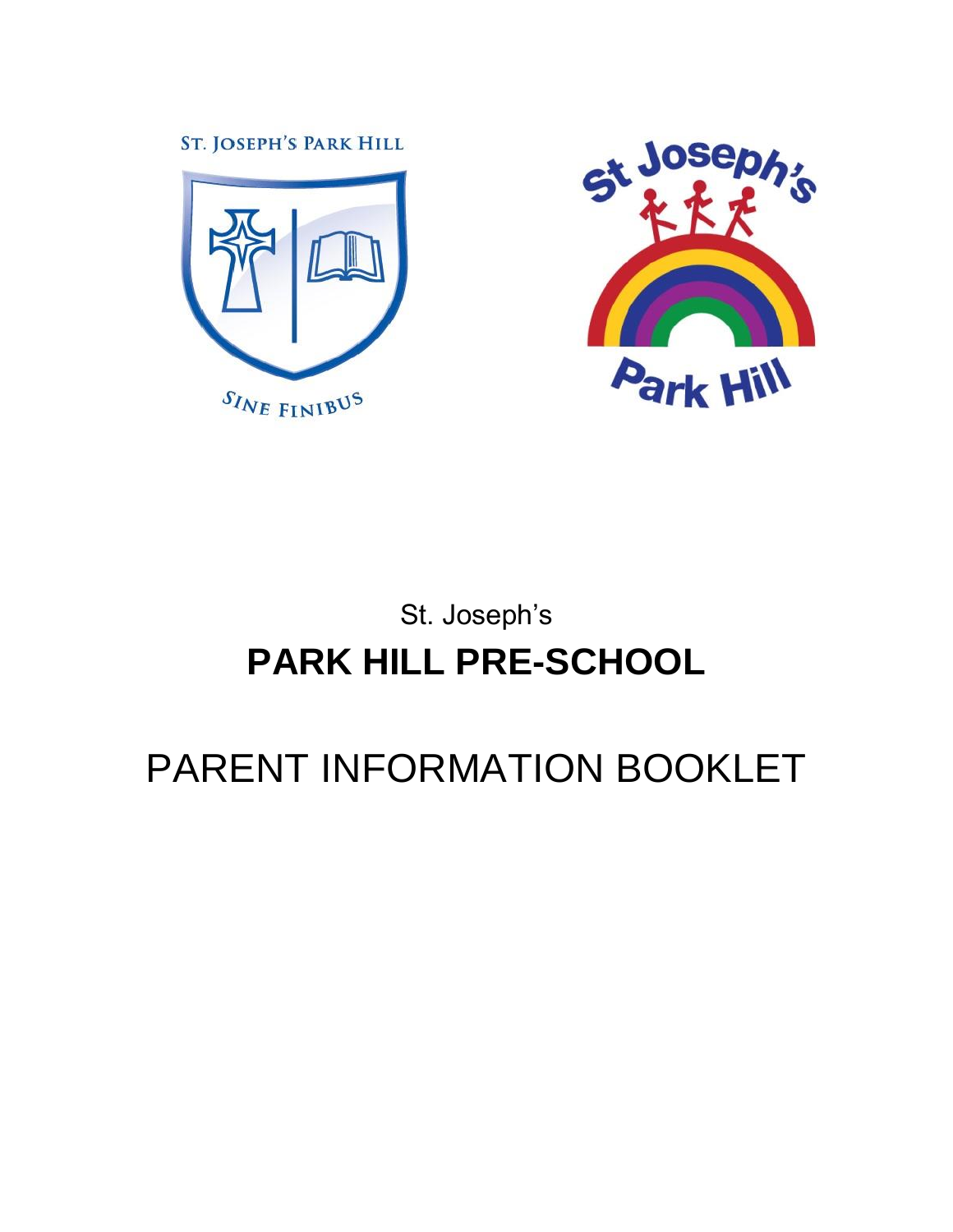ST. JOSEPH'S PARK HILL

SINE FINIBUS

St Joseph's

Park Hill

St. Joseph's

# PARK HILL PRE-SCHOOL

# PARENT INFORMATION BOOKLET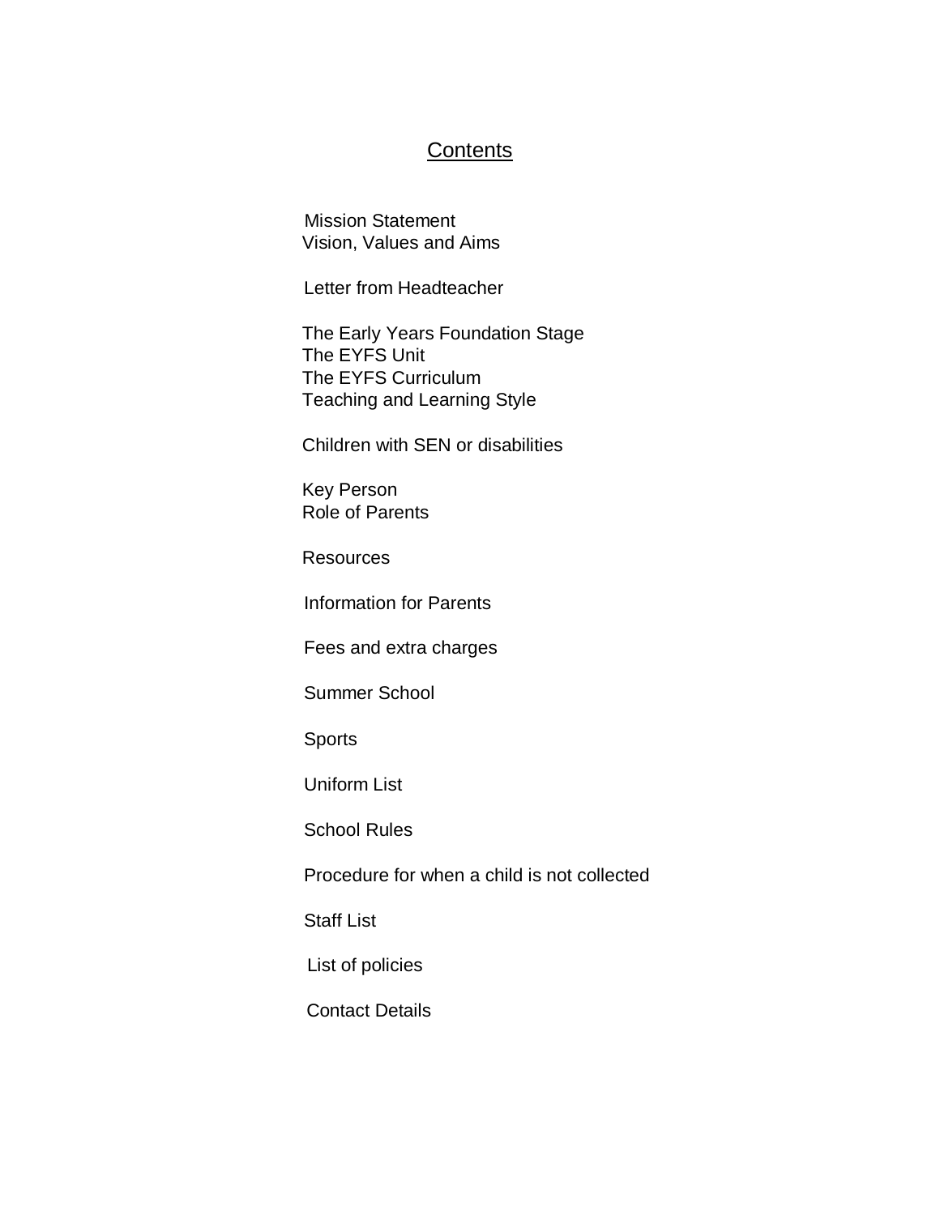# Contents

Mission Statement
Vision, Values and Aims

Letter from Headteacher

The Early Years Foundation Stage
The EYFS Unit
The EYFS Curriculum
Teaching and Learning Style

Children with SEN or disabilities

Key Person
Role of Parents

Resources

Information for Parents

Fees and extra charges

Summer School

Sports

Uniform List

School Rules

Procedure for when a child is not collected

Staff List

List of policies

Contact Details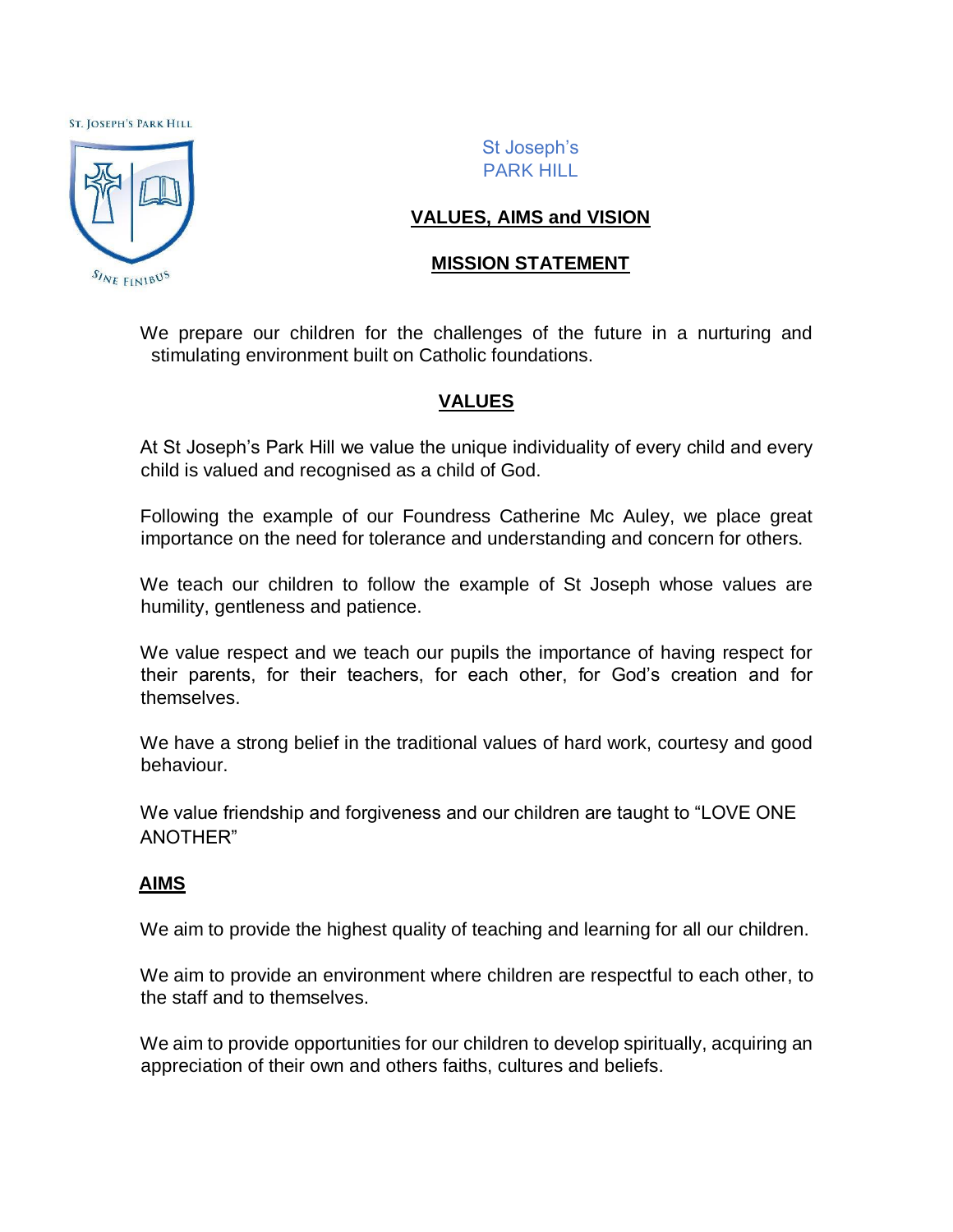ST. JOSEPH'S PARK HILL

SINE FINIBUS

St Joseph's
PARK HILL

# VALUES, AIMS and VISION

## MISSION STATEMENT

We prepare our children for the challenges of the future in a nurturing and stimulating environment built on Catholic foundations.

## VALUES

At St Joseph's Park Hill we value the unique individuality of every child and every child is valued and recognised as a child of God.

Following the example of our Foundress Catherine Mc Auley, we place great importance on the need for tolerance and understanding and concern for others.

We teach our children to follow the example of St Joseph whose values are humility, gentleness and patience.

We value respect and we teach our pupils the importance of having respect for their parents, for their teachers, for each other, for God's creation and for themselves.

We have a strong belief in the traditional values of hard work, courtesy and good behaviour.

We value friendship and forgiveness and our children are taught to "LOVE ONE ANOTHER"

## AIMS

We aim to provide the highest quality of teaching and learning for all our children.

We aim to provide an environment where children are respectful to each other, to the staff and to themselves.

We aim to provide opportunities for our children to develop spiritually, acquiring an appreciation of their own and others faiths, cultures and beliefs.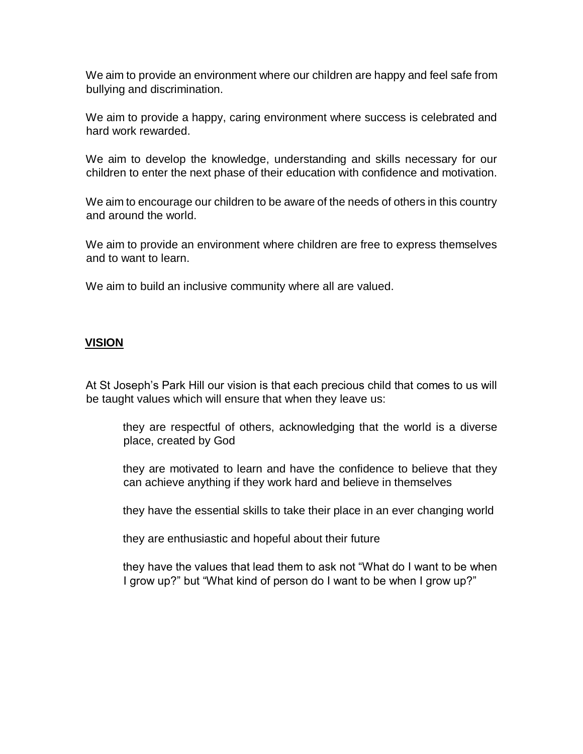We aim to provide an environment where our children are happy and feel safe from bullying and discrimination.

We aim to provide a happy, caring environment where success is celebrated and hard work rewarded.

We aim to develop the knowledge, understanding and skills necessary for our children to enter the next phase of their education with confidence and motivation.

We aim to encourage our children to be aware of the needs of others in this country and around the world.

We aim to provide an environment where children are free to express themselves and to want to learn.

We aim to build an inclusive community where all are valued.

## VISION

At St Joseph's Park Hill our vision is that each precious child that comes to us will be taught values which will ensure that when they leave us:

- they are respectful of others, acknowledging that the world is a diverse place, created by God
- they are motivated to learn and have the confidence to believe that they can achieve anything if they work hard and believe in themselves
- they have the essential skills to take their place in an ever changing world
- they are enthusiastic and hopeful about their future
- they have the values that lead them to ask not "What do I want to be when I grow up?" but "What kind of person do I want to be when I grow up?"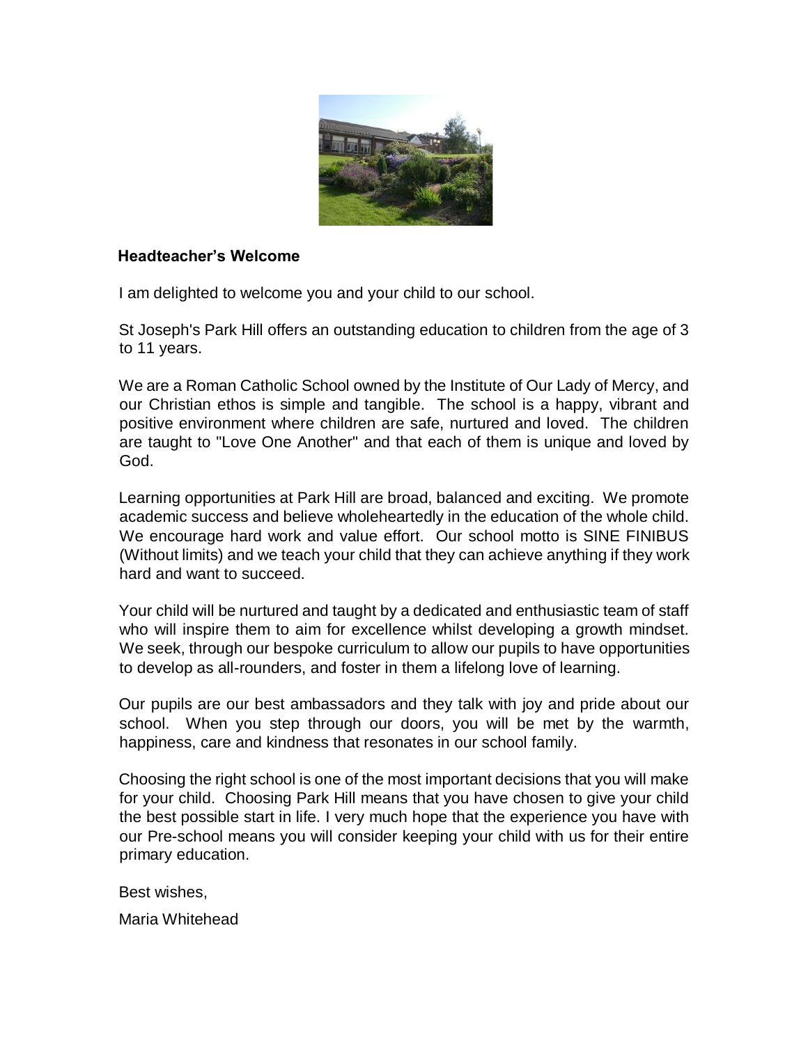## Headteacher's Welcome

I am delighted to welcome you and your child to our school.

St Joseph's Park Hill offers an outstanding education to children from the age of 3 to 11 years.

We are a Roman Catholic School owned by the Institute of Our Lady of Mercy, and our Christian ethos is simple and tangible. The school is a happy, vibrant and positive environment where children are safe, nurtured and loved. The children are taught to "Love One Another" and that each of them is unique and loved by God.

Learning opportunities at Park Hill are broad, balanced and exciting. We promote academic success and believe wholeheartedly in the education of the whole child. We encourage hard work and value effort. Our school motto is SINE FINIBUS (Without limits) and we teach your child that they can achieve anything if they work hard and want to succeed.

Your child will be nurtured and taught by a dedicated and enthusiastic team of staff who will inspire them to aim for excellence whilst developing a growth mindset. We seek, through our bespoke curriculum to allow our pupils to have opportunities to develop as all-rounders, and foster in them a lifelong love of learning.

Our pupils are our best ambassadors and they talk with joy and pride about our school. When you step through our doors, you will be met by the warmth, happiness, care and kindness that resonates in our school family.

Choosing the right school is one of the most important decisions that you will make for your child. Choosing Park Hill means that you have chosen to give your child the best possible start in life. I very much hope that the experience you have with our Pre-school means you will consider keeping your child with us for their entire primary education.

Best wishes,

Maria Whitehead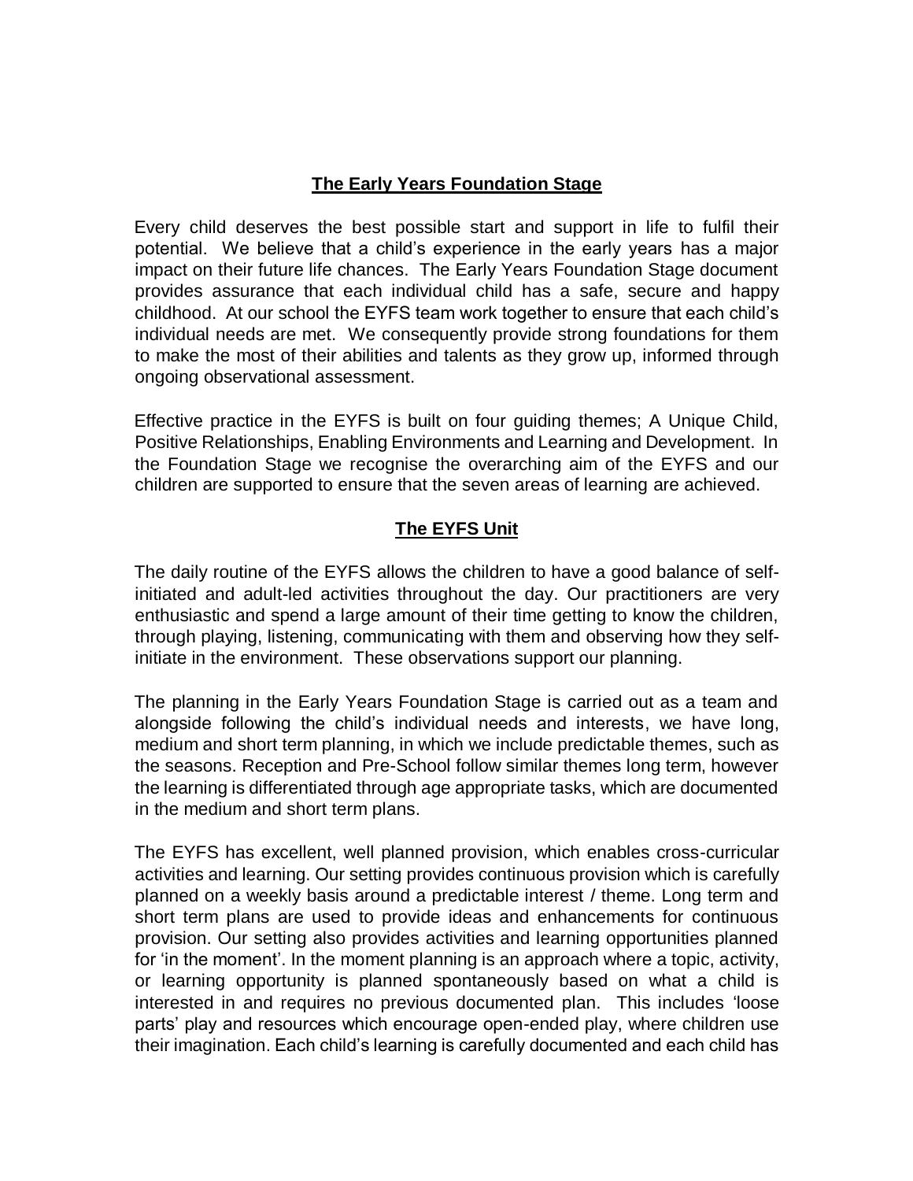## The Early Years Foundation Stage

Every child deserves the best possible start and support in life to fulfil their potential. We believe that a child's experience in the early years has a major impact on their future life chances. The Early Years Foundation Stage document provides assurance that each individual child has a safe, secure and happy childhood. At our school the EYFS team work together to ensure that each child's individual needs are met. We consequently provide strong foundations for them to make the most of their abilities and talents as they grow up, informed through ongoing observational assessment.

Effective practice in the EYFS is built on four guiding themes; A Unique Child, Positive Relationships, Enabling Environments and Learning and Development. In the Foundation Stage we recognise the overarching aim of the EYFS and our children are supported to ensure that the seven areas of learning are achieved.

## The EYFS Unit

The daily routine of the EYFS allows the children to have a good balance of self-initiated and adult-led activities throughout the day. Our practitioners are very enthusiastic and spend a large amount of their time getting to know the children, through playing, listening, communicating with them and observing how they self-initiate in the environment. These observations support our planning.

The planning in the Early Years Foundation Stage is carried out as a team and alongside following the child's individual needs and interests, we have long, medium and short term planning, in which we include predictable themes, such as the seasons. Reception and Pre-School follow similar themes long term, however the learning is differentiated through age appropriate tasks, which are documented in the medium and short term plans.

The EYFS has excellent, well planned provision, which enables cross-curricular activities and learning. Our setting provides continuous provision which is carefully planned on a weekly basis around a predictable interest / theme. Long term and short term plans are used to provide ideas and enhancements for continuous provision. Our setting also provides activities and learning opportunities planned for 'in the moment'. In the moment planning is an approach where a topic, activity, or learning opportunity is planned spontaneously based on what a child is interested in and requires no previous documented plan. This includes 'loose parts' play and resources which encourage open-ended play, where children use their imagination. Each child's learning is carefully documented and each child has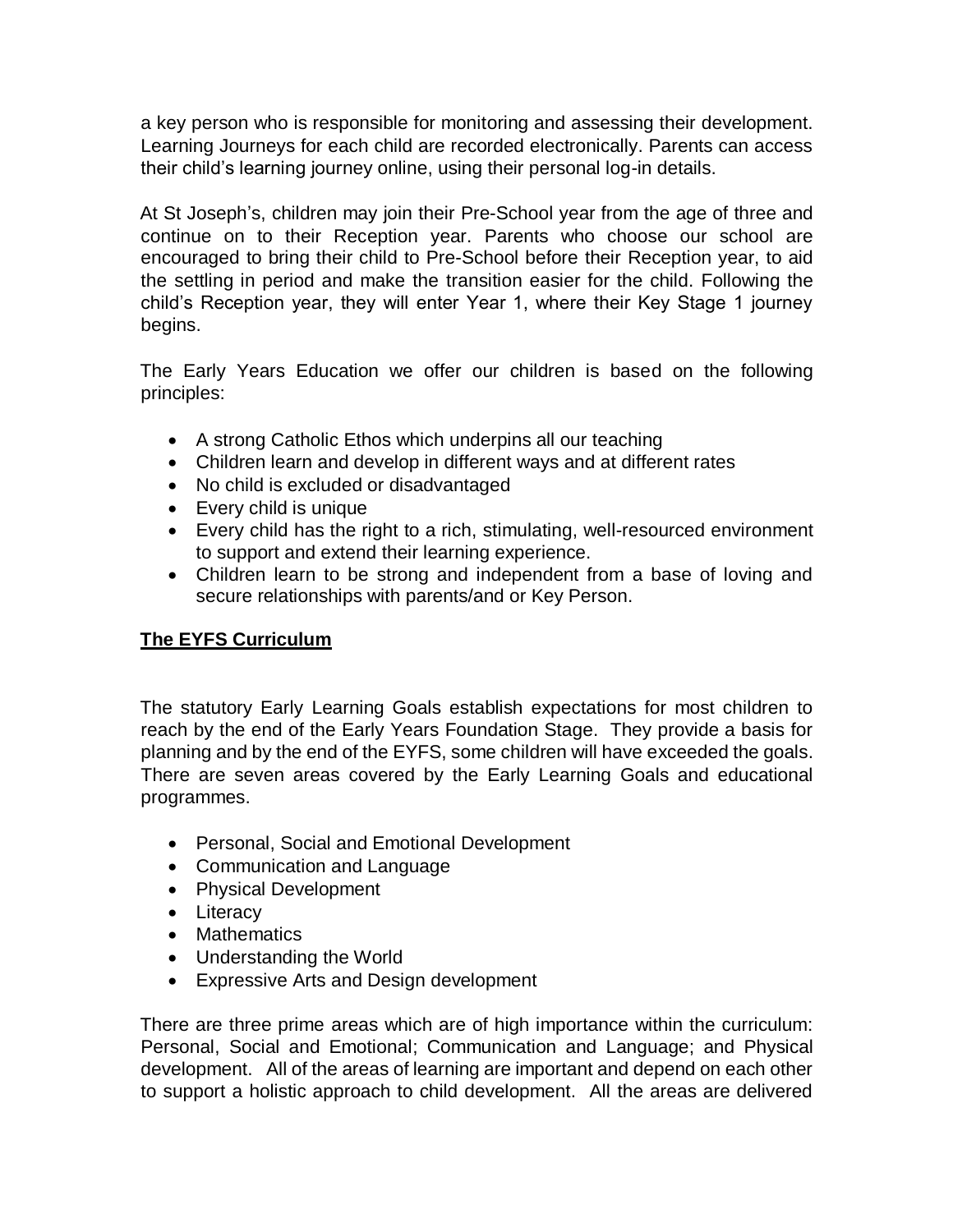a key person who is responsible for monitoring and assessing their development. Learning Journeys for each child are recorded electronically. Parents can access their child's learning journey online, using their personal log-in details.

At St Joseph's, children may join their Pre-School year from the age of three and continue on to their Reception year. Parents who choose our school are encouraged to bring their child to Pre-School before their Reception year, to aid the settling in period and make the transition easier for the child. Following the child's Reception year, they will enter Year 1, where their Key Stage 1 journey begins.

The Early Years Education we offer our children is based on the following principles:

- A strong Catholic Ethos which underpins all our teaching
- Children learn and develop in different ways and at different rates
- No child is excluded or disadvantaged
- Every child is unique
- Every child has the right to a rich, stimulating, well-resourced environment to support and extend their learning experience.
- Children learn to be strong and independent from a base of loving and secure relationships with parents/and or Key Person.

## The EYFS Curriculum

The statutory Early Learning Goals establish expectations for most children to reach by the end of the Early Years Foundation Stage. They provide a basis for planning and by the end of the EYFS, some children will have exceeded the goals. There are seven areas covered by the Early Learning Goals and educational programmes.

- Personal, Social and Emotional Development
- Communication and Language
- Physical Development
- Literacy
- Mathematics
- Understanding the World
- Expressive Arts and Design development

There are three prime areas which are of high importance within the curriculum: Personal, Social and Emotional; Communication and Language; and Physical development. All of the areas of learning are important and depend on each other to support a holistic approach to child development. All the areas are delivered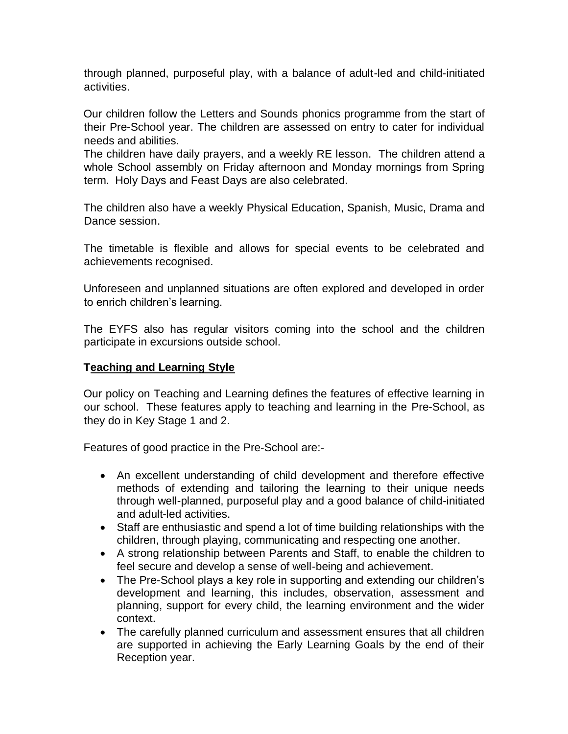through planned, purposeful play, with a balance of adult-led and child-initiated activities.

Our children follow the Letters and Sounds phonics programme from the start of their Pre-School year. The children are assessed on entry to cater for individual needs and abilities.
The children have daily prayers, and a weekly RE lesson. The children attend a whole School assembly on Friday afternoon and Monday mornings from Spring term. Holy Days and Feast Days are also celebrated.

The children also have a weekly Physical Education, Spanish, Music, Drama and Dance session.

The timetable is flexible and allows for special events to be celebrated and achievements recognised.

Unforeseen and unplanned situations are often explored and developed in order to enrich children's learning.

The EYFS also has regular visitors coming into the school and the children participate in excursions outside school.

## Teaching and Learning Style

Our policy on Teaching and Learning defines the features of effective learning in our school. These features apply to teaching and learning in the Pre-School, as they do in Key Stage 1 and 2.

Features of good practice in the Pre-School are:-

- An excellent understanding of child development and therefore effective methods of extending and tailoring the learning to their unique needs through well-planned, purposeful play and a good balance of child-initiated and adult-led activities.
- Staff are enthusiastic and spend a lot of time building relationships with the children, through playing, communicating and respecting one another.
- A strong relationship between Parents and Staff, to enable the children to feel secure and develop a sense of well-being and achievement.
- The Pre-School plays a key role in supporting and extending our children's development and learning, this includes, observation, assessment and planning, support for every child, the learning environment and the wider context.
- The carefully planned curriculum and assessment ensures that all children are supported in achieving the Early Learning Goals by the end of their Reception year.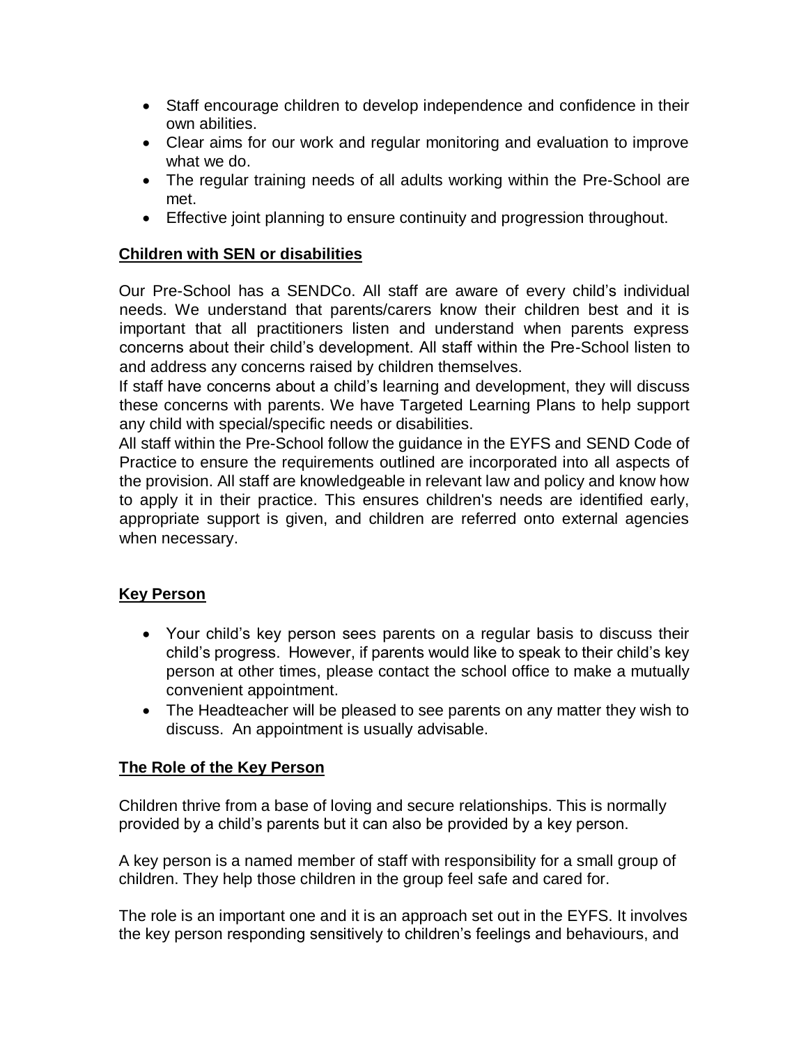- Staff encourage children to develop independence and confidence in their own abilities.
- Clear aims for our work and regular monitoring and evaluation to improve what we do.
- The regular training needs of all adults working within the Pre-School are met.
- Effective joint planning to ensure continuity and progression throughout.

## Children with SEN or disabilities

Our Pre-School has a SENDCo. All staff are aware of every child's individual needs. We understand that parents/carers know their children best and it is important that all practitioners listen and understand when parents express concerns about their child's development. All staff within the Pre-School listen to and address any concerns raised by children themselves.
If staff have concerns about a child's learning and development, they will discuss these concerns with parents. We have Targeted Learning Plans to help support any child with special/specific needs or disabilities.
All staff within the Pre-School follow the guidance in the EYFS and SEND Code of Practice to ensure the requirements outlined are incorporated into all aspects of the provision. All staff are knowledgeable in relevant law and policy and know how to apply it in their practice. This ensures children's needs are identified early, appropriate support is given, and children are referred onto external agencies when necessary.

## Key Person

- Your child's key person sees parents on a regular basis to discuss their child's progress. However, if parents would like to speak to their child's key person at other times, please contact the school office to make a mutually convenient appointment.
- The Headteacher will be pleased to see parents on any matter they wish to discuss. An appointment is usually advisable.

## The Role of the Key Person

Children thrive from a base of loving and secure relationships. This is normally provided by a child's parents but it can also be provided by a key person.

A key person is a named member of staff with responsibility for a small group of children. They help those children in the group feel safe and cared for.

The role is an important one and it is an approach set out in the EYFS. It involves the key person responding sensitively to children's feelings and behaviours, and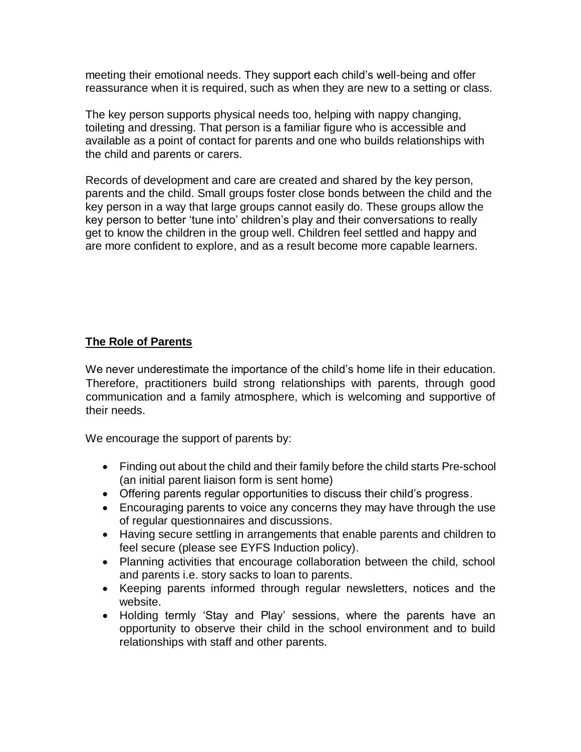meeting their emotional needs. They support each child's well-being and offer reassurance when it is required, such as when they are new to a setting or class.

The key person supports physical needs too, helping with nappy changing, toileting and dressing. That person is a familiar figure who is accessible and available as a point of contact for parents and one who builds relationships with the child and parents or carers.

Records of development and care are created and shared by the key person, parents and the child. Small groups foster close bonds between the child and the key person in a way that large groups cannot easily do. These groups allow the key person to better 'tune into' children's play and their conversations to really get to know the children in the group well. Children feel settled and happy and are more confident to explore, and as a result become more capable learners.

## **The Role of Parents**

We never underestimate the importance of the child's home life in their education. Therefore, practitioners build strong relationships with parents, through good communication and a family atmosphere, which is welcoming and supportive of their needs.

We encourage the support of parents by:

- Finding out about the child and their family before the child starts Pre-school (an initial parent liaison form is sent home)
- Offering parents regular opportunities to discuss their child's progress.
- Encouraging parents to voice any concerns they may have through the use of regular questionnaires and discussions.
- Having secure settling in arrangements that enable parents and children to feel secure (please see EYFS Induction policy).
- Planning activities that encourage collaboration between the child, school and parents i.e. story sacks to loan to parents.
- Keeping parents informed through regular newsletters, notices and the website.
- Holding termly 'Stay and Play' sessions, where the parents have an opportunity to observe their child in the school environment and to build relationships with staff and other parents.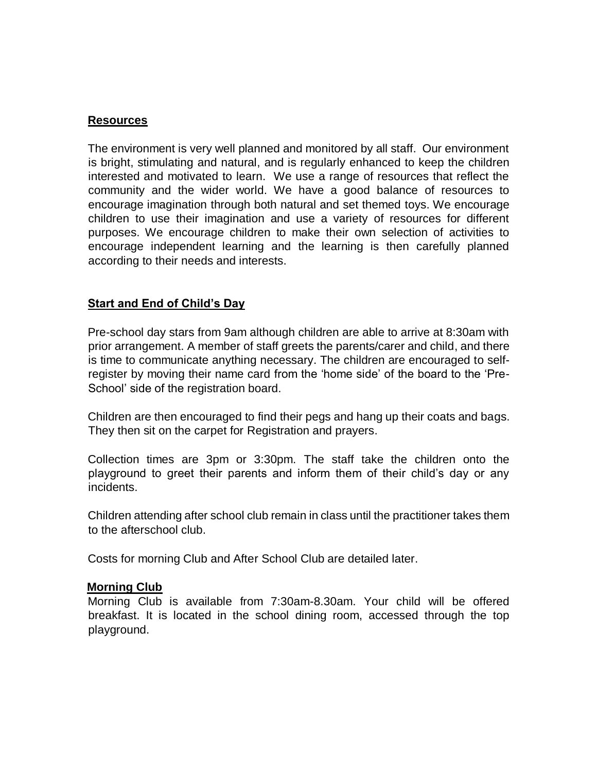## Resources

The environment is very well planned and monitored by all staff. Our environment is bright, stimulating and natural, and is regularly enhanced to keep the children interested and motivated to learn. We use a range of resources that reflect the community and the wider world. We have a good balance of resources to encourage imagination through both natural and set themed toys. We encourage children to use their imagination and use a variety of resources for different purposes. We encourage children to make their own selection of activities to encourage independent learning and the learning is then carefully planned according to their needs and interests.

## Start and End of Child's Day

Pre-school day stars from 9am although children are able to arrive at 8:30am with prior arrangement. A member of staff greets the parents/carer and child, and there is time to communicate anything necessary. The children are encouraged to self-register by moving their name card from the 'home side' of the board to the 'Pre-School' side of the registration board.

Children are then encouraged to find their pegs and hang up their coats and bags. They then sit on the carpet for Registration and prayers.

Collection times are 3pm or 3:30pm. The staff take the children onto the playground to greet their parents and inform them of their child's day or any incidents.

Children attending after school club remain in class until the practitioner takes them to the afterschool club.

Costs for morning Club and After School Club are detailed later.

## Morning Club

Morning Club is available from 7:30am-8.30am. Your child will be offered breakfast. It is located in the school dining room, accessed through the top playground.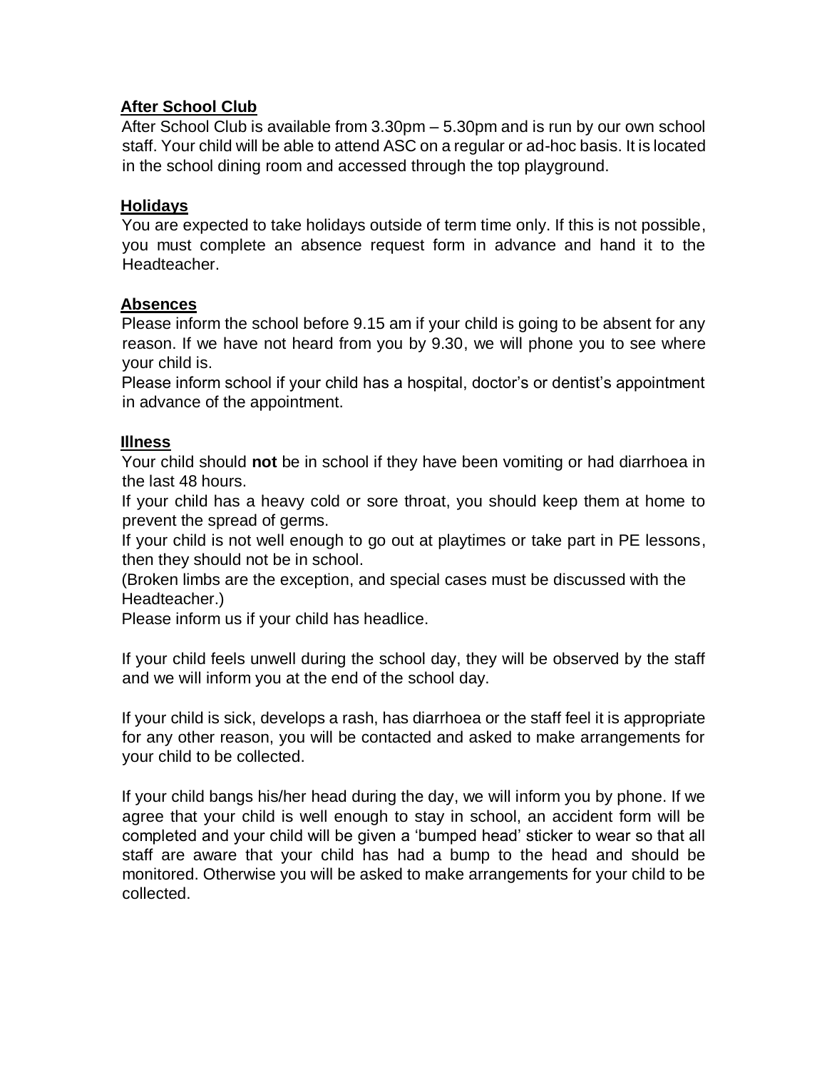## After School Club

After School Club is available from 3.30pm – 5.30pm and is run by our own school staff. Your child will be able to attend ASC on a regular or ad-hoc basis. It is located in the school dining room and accessed through the top playground.

## Holidays

You are expected to take holidays outside of term time only. If this is not possible, you must complete an absence request form in advance and hand it to the Headteacher.

## Absences

Please inform the school before 9.15 am if your child is going to be absent for any reason. If we have not heard from you by 9.30, we will phone you to see where your child is.

Please inform school if your child has a hospital, doctor's or dentist's appointment in advance of the appointment.

## Illness

Your child should **not** be in school if they have been vomiting or had diarrhoea in the last 48 hours.

If your child has a heavy cold or sore throat, you should keep them at home to prevent the spread of germs.

If your child is not well enough to go out at playtimes or take part in PE lessons, then they should not be in school.

(Broken limbs are the exception, and special cases must be discussed with the Headteacher.)

Please inform us if your child has headlice.

If your child feels unwell during the school day, they will be observed by the staff and we will inform you at the end of the school day.

If your child is sick, develops a rash, has diarrhoea or the staff feel it is appropriate for any other reason, you will be contacted and asked to make arrangements for your child to be collected.

If your child bangs his/her head during the day, we will inform you by phone. If we agree that your child is well enough to stay in school, an accident form will be completed and your child will be given a 'bumped head' sticker to wear so that all staff are aware that your child has had a bump to the head and should be monitored. Otherwise you will be asked to make arrangements for your child to be collected.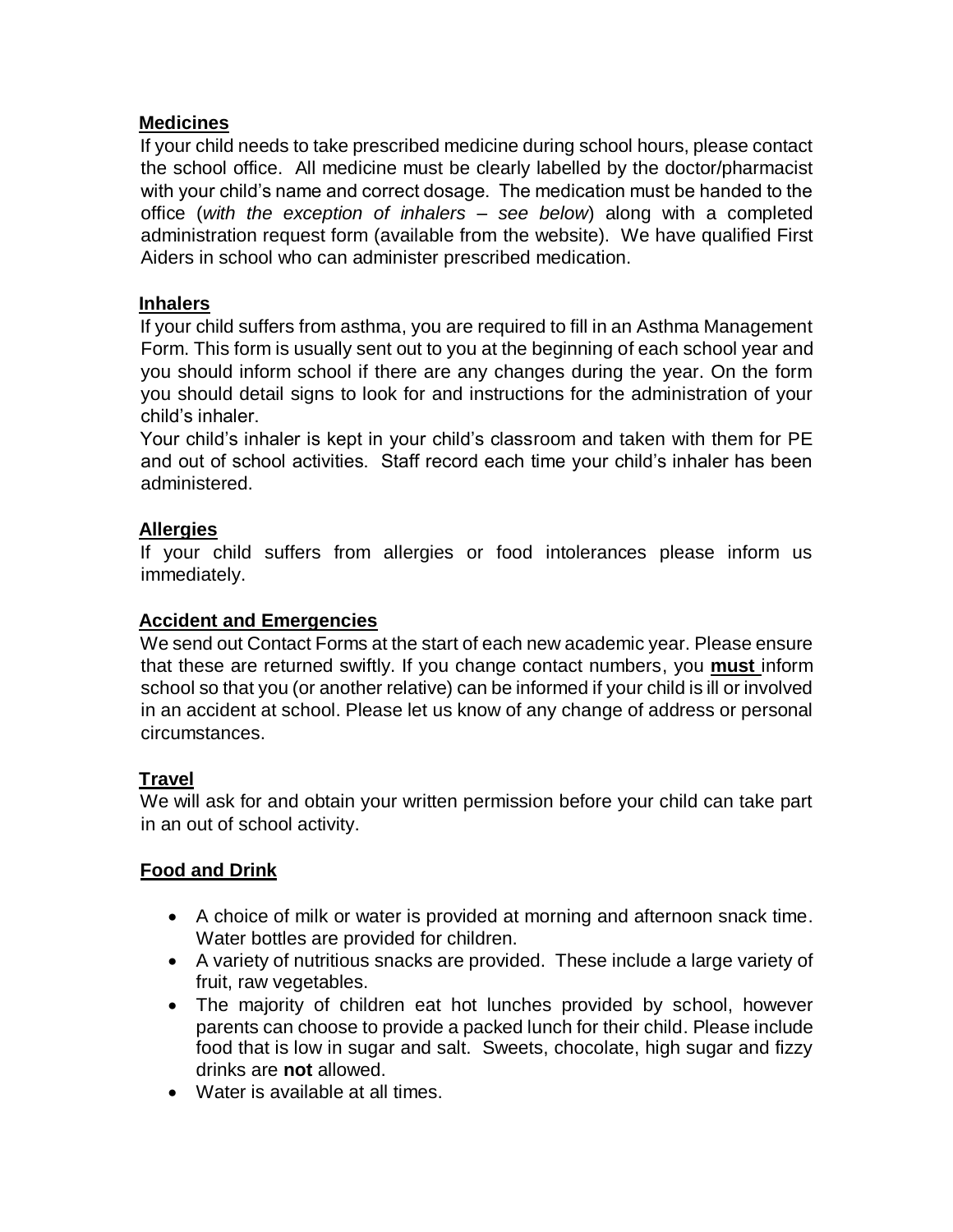## Medicines

If your child needs to take prescribed medicine during school hours, please contact the school office. All medicine must be clearly labelled by the doctor/pharmacist with your child's name and correct dosage. The medication must be handed to the office (*with the exception of inhalers – see below*) along with a completed administration request form (available from the website). We have qualified First Aiders in school who can administer prescribed medication.

## Inhalers

If your child suffers from asthma, you are required to fill in an Asthma Management Form. This form is usually sent out to you at the beginning of each school year and you should inform school if there are any changes during the year. On the form you should detail signs to look for and instructions for the administration of your child's inhaler.

Your child's inhaler is kept in your child's classroom and taken with them for PE and out of school activities. Staff record each time your child's inhaler has been administered.

## Allergies

If your child suffers from allergies or food intolerances please inform us immediately.

## Accident and Emergencies

We send out Contact Forms at the start of each new academic year. Please ensure that these are returned swiftly. If you change contact numbers, you **must** inform school so that you (or another relative) can be informed if your child is ill or involved in an accident at school. Please let us know of any change of address or personal circumstances.

## Travel

We will ask for and obtain your written permission before your child can take part in an out of school activity.

## Food and Drink

- A choice of milk or water is provided at morning and afternoon snack time. Water bottles are provided for children.
- A variety of nutritious snacks are provided. These include a large variety of fruit, raw vegetables.
- The majority of children eat hot lunches provided by school, however parents can choose to provide a packed lunch for their child. Please include food that is low in sugar and salt. Sweets, chocolate, high sugar and fizzy drinks are **not** allowed.
- Water is available at all times.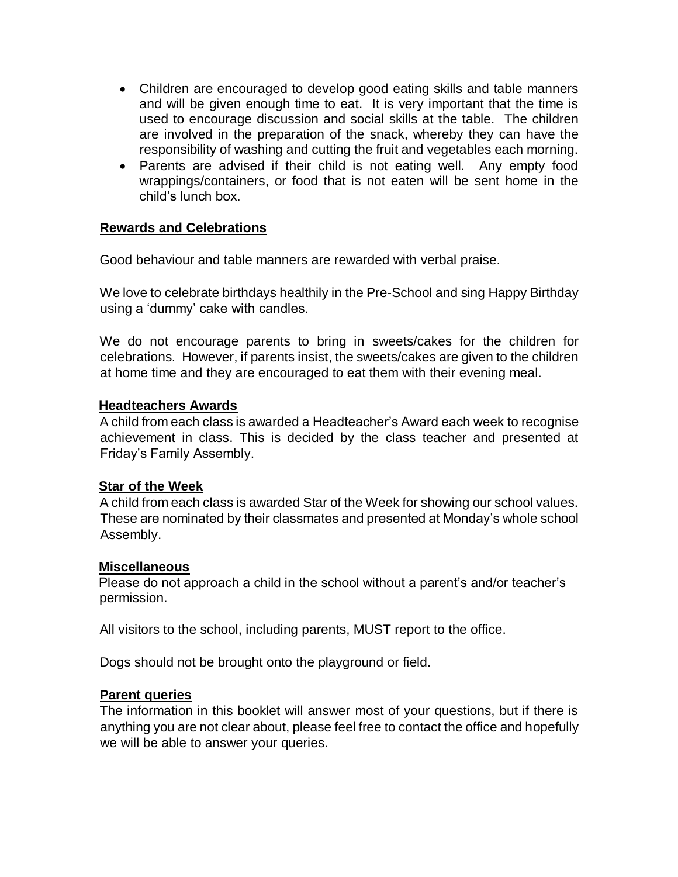- Children are encouraged to develop good eating skills and table manners and will be given enough time to eat. It is very important that the time is used to encourage discussion and social skills at the table. The children are involved in the preparation of the snack, whereby they can have the responsibility of washing and cutting the fruit and vegetables each morning.
- Parents are advised if their child is not eating well. Any empty food wrappings/containers, or food that is not eaten will be sent home in the child's lunch box.

## **Rewards and Celebrations**

Good behaviour and table manners are rewarded with verbal praise.

We love to celebrate birthdays healthily in the Pre-School and sing Happy Birthday using a 'dummy' cake with candles.

We do not encourage parents to bring in sweets/cakes for the children for celebrations. However, if parents insist, the sweets/cakes are given to the children at home time and they are encouraged to eat them with their evening meal.

## **Headteachers Awards**

A child from each class is awarded a Headteacher's Award each week to recognise achievement in class. This is decided by the class teacher and presented at Friday's Family Assembly.

## **Star of the Week**

A child from each class is awarded Star of the Week for showing our school values. These are nominated by their classmates and presented at Monday's whole school Assembly.

## **Miscellaneous**

Please do not approach a child in the school without a parent's and/or teacher's permission.

All visitors to the school, including parents, MUST report to the office.

Dogs should not be brought onto the playground or field.

## **Parent queries**

The information in this booklet will answer most of your questions, but if there is anything you are not clear about, please feel free to contact the office and hopefully we will be able to answer your queries.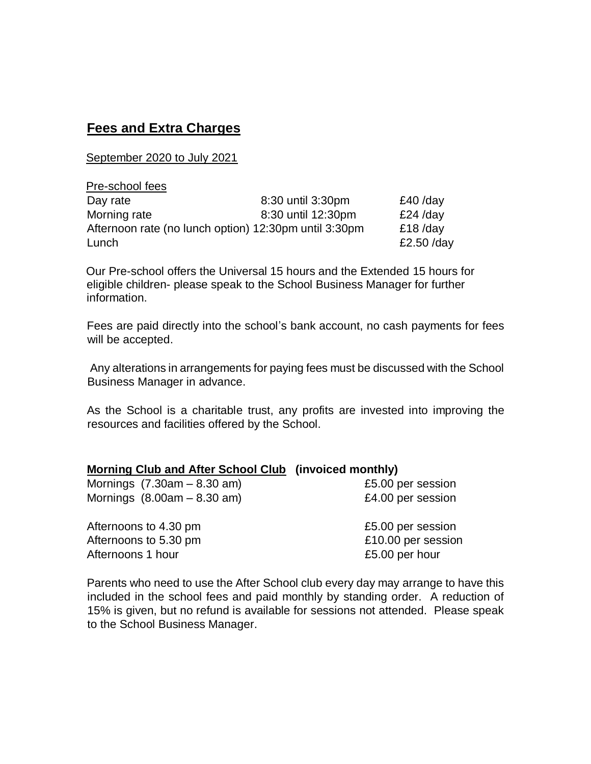## Fees and Extra Charges

September 2020 to July 2021

Pre-school fees

| | | |
|---|---|---|
| Day rate | 8:30 until 3:30pm | £40 /day |
| Morning rate | 8:30 until 12:30pm | £24 /day |
| Afternoon rate (no lunch option) | 12:30pm until 3:30pm | £18 /day |
| Lunch | | £2.50 /day |

Our Pre-school offers the Universal 15 hours and the Extended 15 hours for eligible children- please speak to the School Business Manager for further information.

Fees are paid directly into the school's bank account, no cash payments for fees will be accepted.

Any alterations in arrangements for paying fees must be discussed with the School Business Manager in advance.

As the School is a charitable trust, any profits are invested into improving the resources and facilities offered by the School.

**Morning Club and After School Club (invoiced monthly)**

| | |
|---|---|
| Mornings (7.30am – 8.30 am) | £5.00 per session |
| Mornings (8.00am – 8.30 am) | £4.00 per session |
| Afternoons to 4.30 pm | £5.00 per session |
| Afternoons to 5.30 pm | £10.00 per session |
| Afternoons 1 hour | £5.00 per hour |

Parents who need to use the After School club every day may arrange to have this included in the school fees and paid monthly by standing order. A reduction of 15% is given, but no refund is available for sessions not attended. Please speak to the School Business Manager.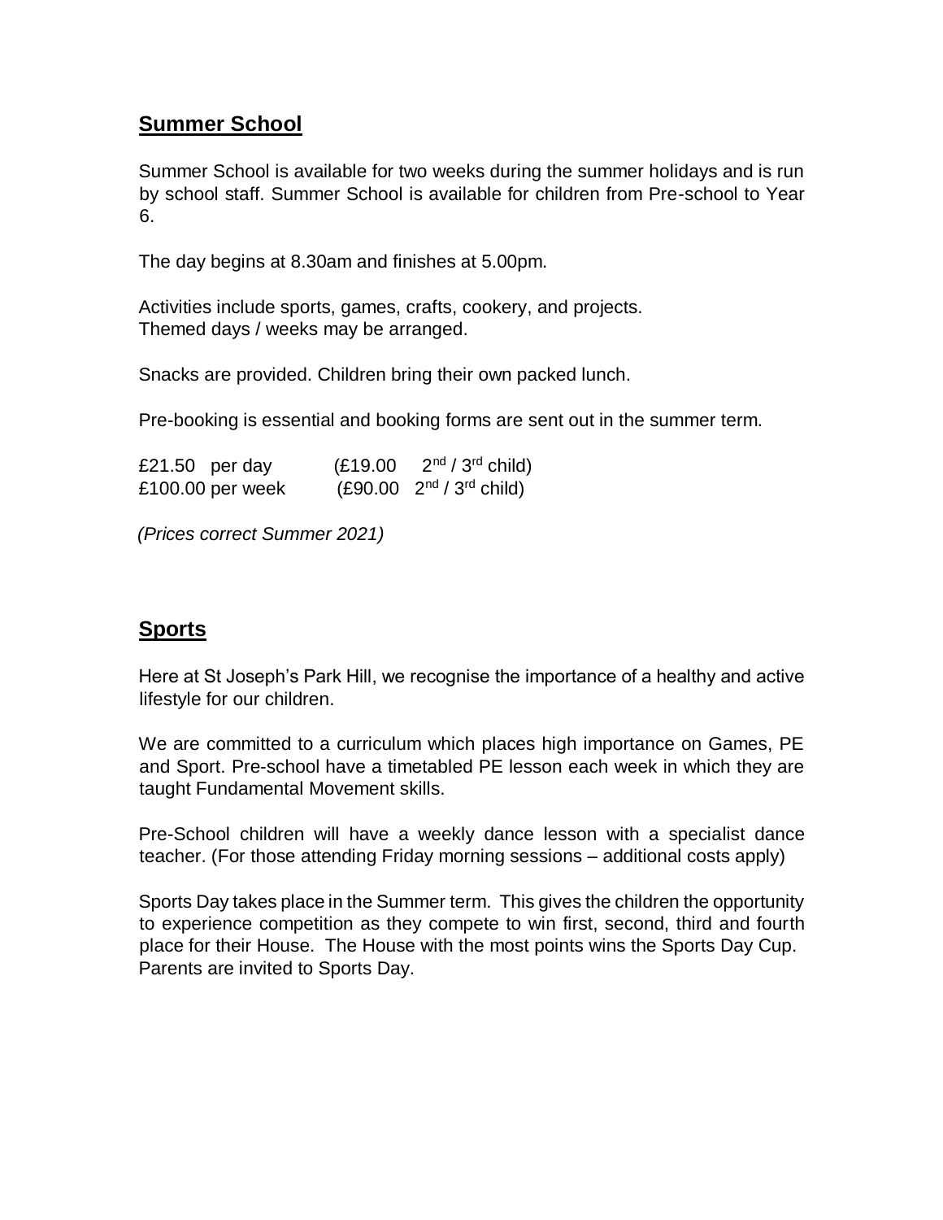## Summer School

Summer School is available for two weeks during the summer holidays and is run by school staff. Summer School is available for children from Pre-school to Year 6.

The day begins at 8.30am and finishes at 5.00pm.

Activities include sports, games, crafts, cookery, and projects.
Themed days / weeks may be arranged.

Snacks are provided. Children bring their own packed lunch.

Pre-booking is essential and booking forms are sent out in the summer term.

| | |
|---|---|
| £21.50 per day | (£19.00 2nd / 3rd child) |
| £100.00 per week | (£90.00 2nd / 3rd child) |

*(Prices correct Summer 2021)*

## Sports

Here at St Joseph's Park Hill, we recognise the importance of a healthy and active lifestyle for our children.

We are committed to a curriculum which places high importance on Games, PE and Sport. Pre-school have a timetabled PE lesson each week in which they are taught Fundamental Movement skills.

Pre-School children will have a weekly dance lesson with a specialist dance teacher. (For those attending Friday morning sessions – additional costs apply)

Sports Day takes place in the Summer term. This gives the children the opportunity to experience competition as they compete to win first, second, third and fourth place for their House. The House with the most points wins the Sports Day Cup. Parents are invited to Sports Day.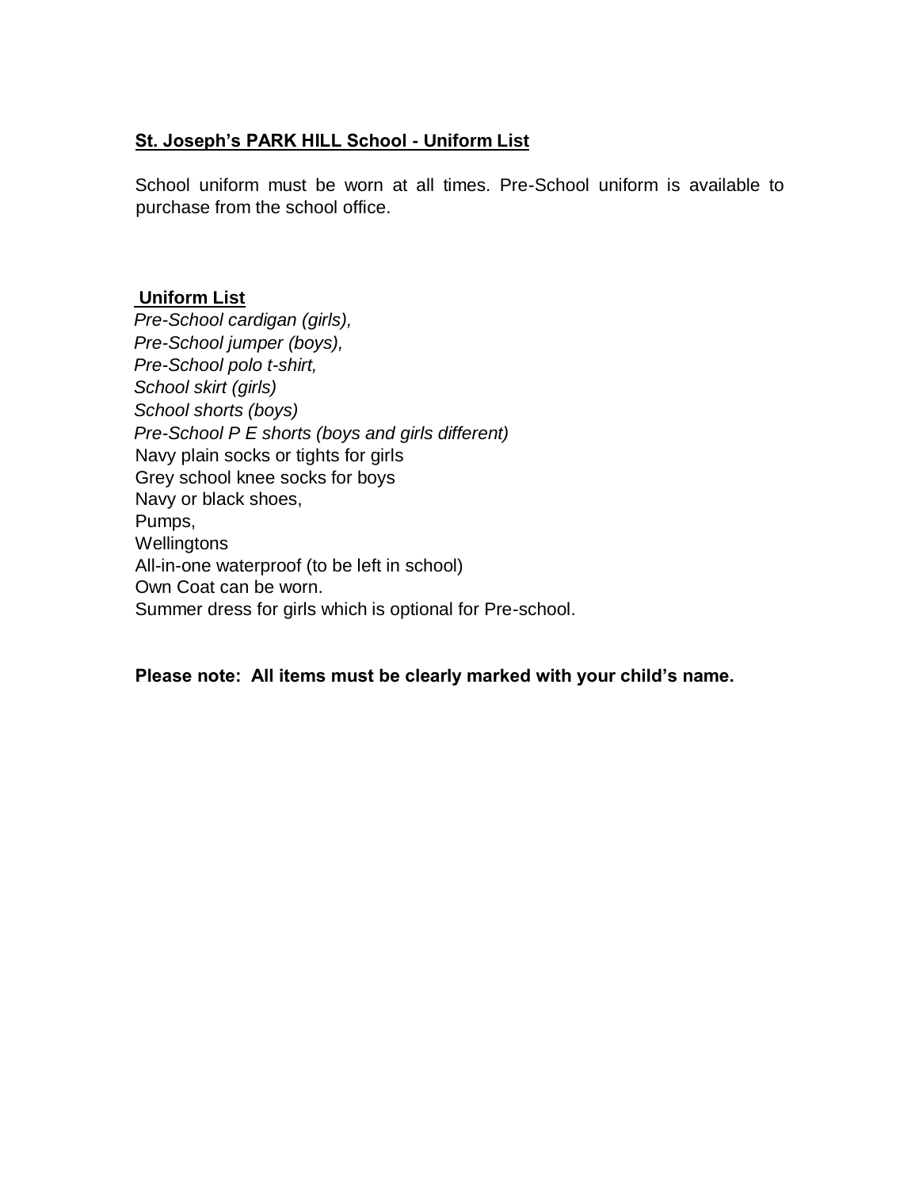**St. Joseph's PARK HILL School - Uniform List**

School uniform must be worn at all times. Pre-School uniform is available to purchase from the school office.

**Uniform List**

*Pre-School cardigan (girls),*
*Pre-School jumper (boys),*
*Pre-School polo t-shirt,*
*School skirt (girls)*
*School shorts (boys)*
*Pre-School P E shorts (boys and girls different)*
Navy plain socks or tights for girls
Grey school knee socks for boys
Navy or black shoes,
Pumps,
Wellingtons
All-in-one waterproof (to be left in school)
Own Coat can be worn.
Summer dress for girls which is optional for Pre-school.

**Please note: All items must be clearly marked with your child's name.**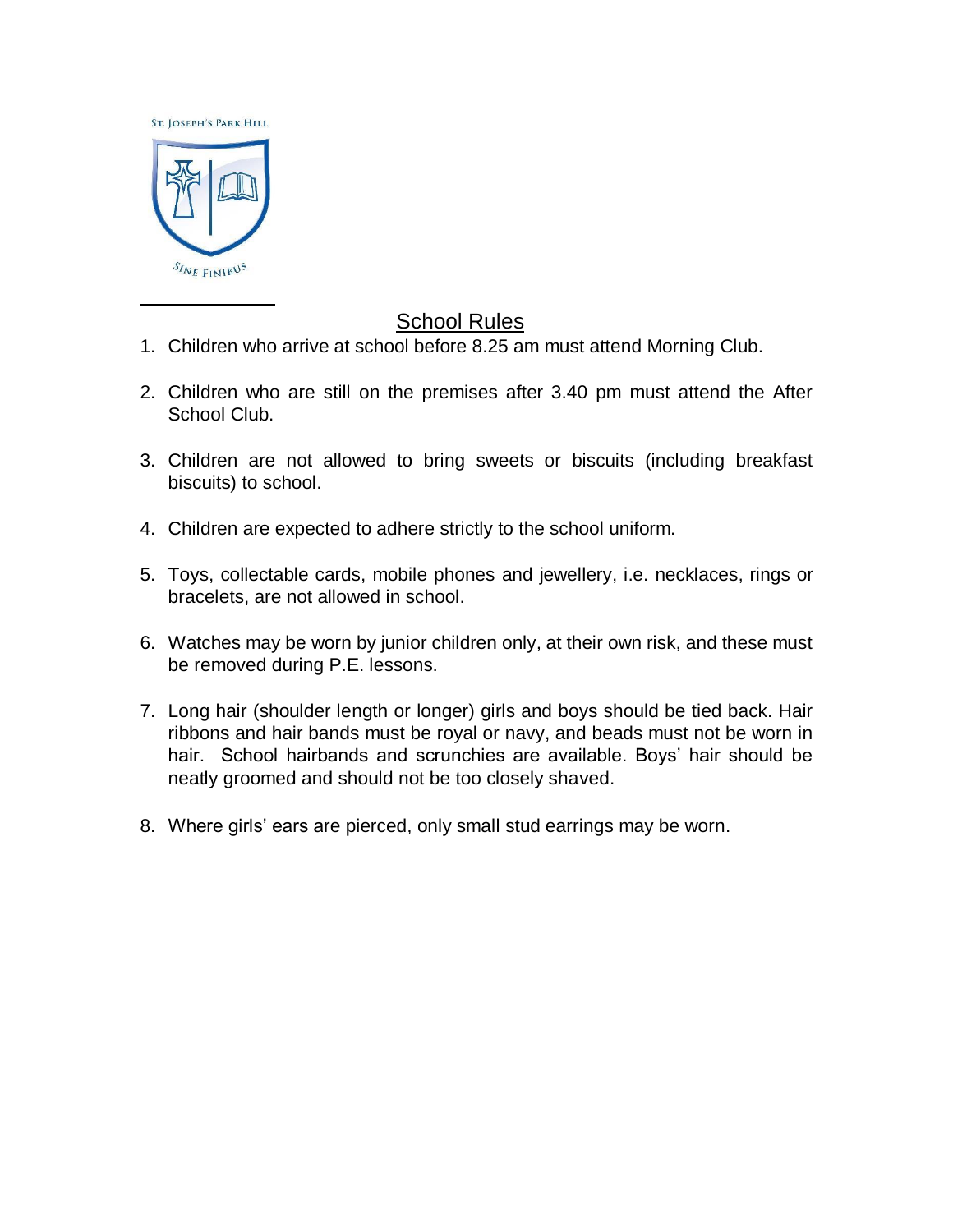ST. JOSEPH'S PARK HILL

SINE FINIBUS

## School Rules

1. Children who arrive at school before 8.25 am must attend Morning Club.

2. Children who are still on the premises after 3.40 pm must attend the After School Club.

3. Children are not allowed to bring sweets or biscuits (including breakfast biscuits) to school.

4. Children are expected to adhere strictly to the school uniform.

5. Toys, collectable cards, mobile phones and jewellery, i.e. necklaces, rings or bracelets, are not allowed in school.

6. Watches may be worn by junior children only, at their own risk, and these must be removed during P.E. lessons.

7. Long hair (shoulder length or longer) girls and boys should be tied back. Hair ribbons and hair bands must be royal or navy, and beads must not be worn in hair. School hairbands and scrunchies are available. Boys' hair should be neatly groomed and should not be too closely shaved.

8. Where girls' ears are pierced, only small stud earrings may be worn.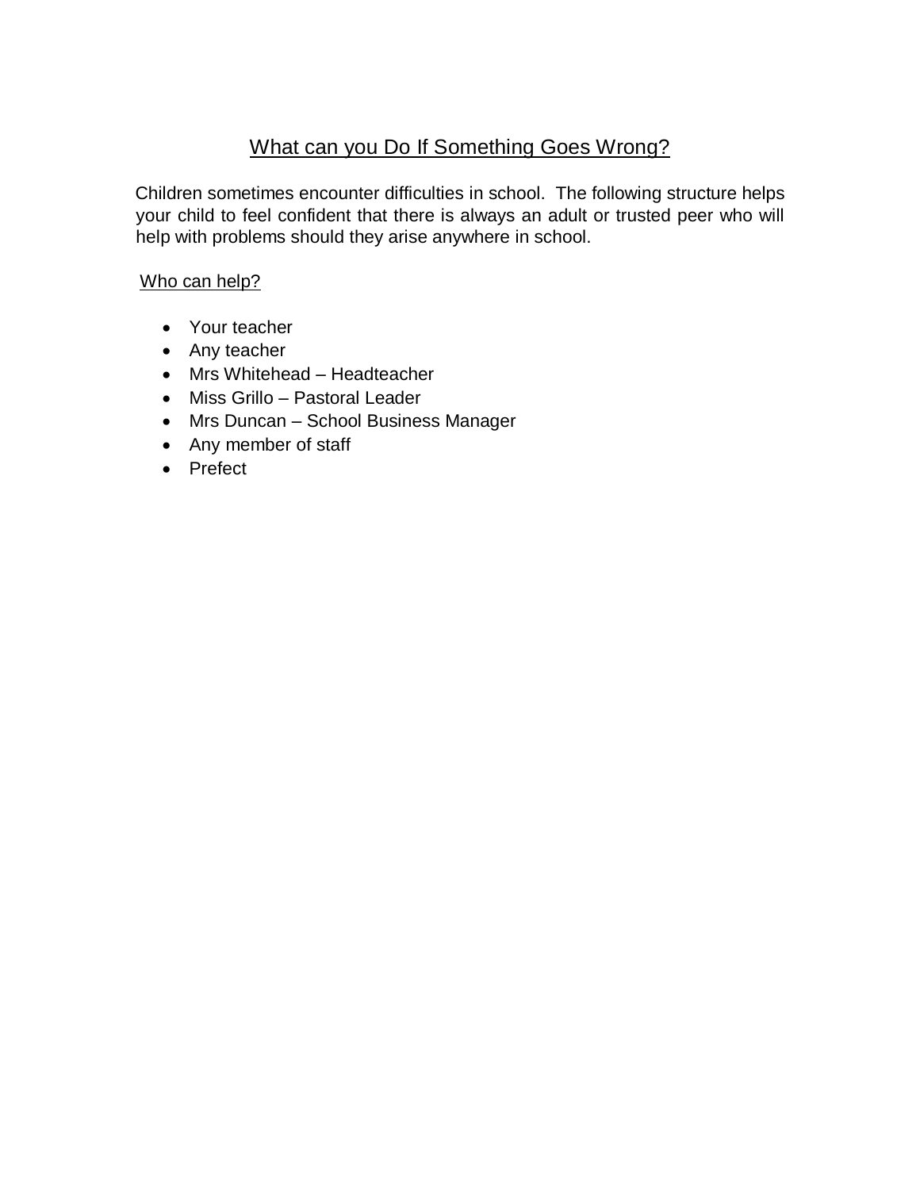## What can you Do If Something Goes Wrong?

Children sometimes encounter difficulties in school. The following structure helps your child to feel confident that there is always an adult or trusted peer who will help with problems should they arise anywhere in school.

### Who can help?

- Your teacher
- Any teacher
- Mrs Whitehead – Headteacher
- Miss Grillo – Pastoral Leader
- Mrs Duncan – School Business Manager
- Any member of staff
- Prefect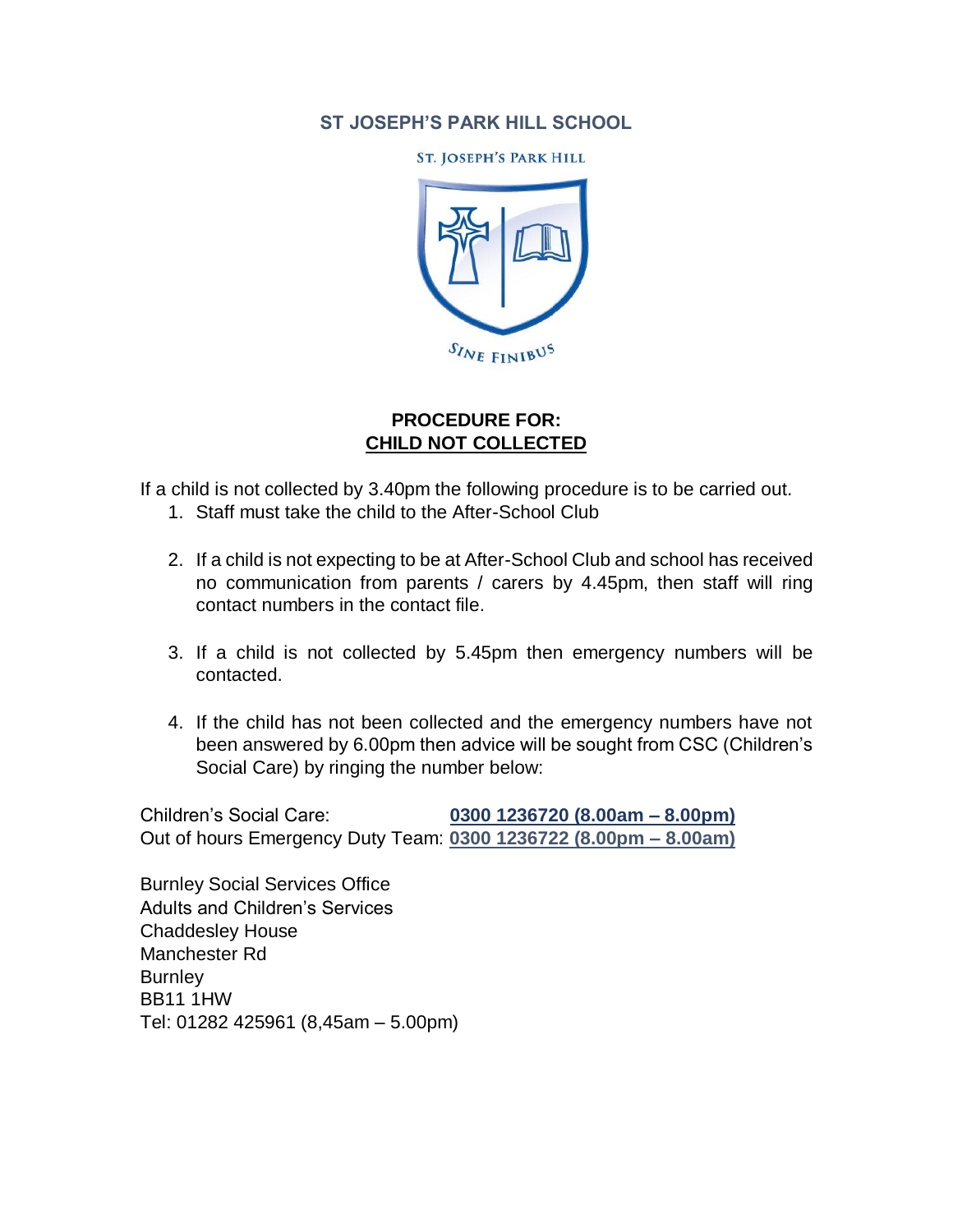**ST JOSEPH'S PARK HILL SCHOOL**

ST. JOSEPH'S PARK HILL

SINE FINIBUS

## PROCEDURE FOR: <u>CHILD NOT COLLECTED</u>

If a child is not collected by 3.40pm the following procedure is to be carried out.

1. Staff must take the child to the After-School Club
2. If a child is not expecting to be at After-School Club and school has received no communication from parents / carers by 4.45pm, then staff will ring contact numbers in the contact file.
3. If a child is not collected by 5.45pm then emergency numbers will be contacted.
4. If the child has not been collected and the emergency numbers have not been answered by 6.00pm then advice will be sought from CSC (Children's Social Care) by ringing the number below:

Children's Social Care: **0300 1236720 (8.00am – 8.00pm)**
Out of hours Emergency Duty Team: **0300 1236722 (8.00pm – 8.00am)**

Burnley Social Services Office
Adults and Children's Services
Chaddesley House
Manchester Rd
Burnley
BB11 1HW
Tel: 01282 425961 (8,45am – 5.00pm)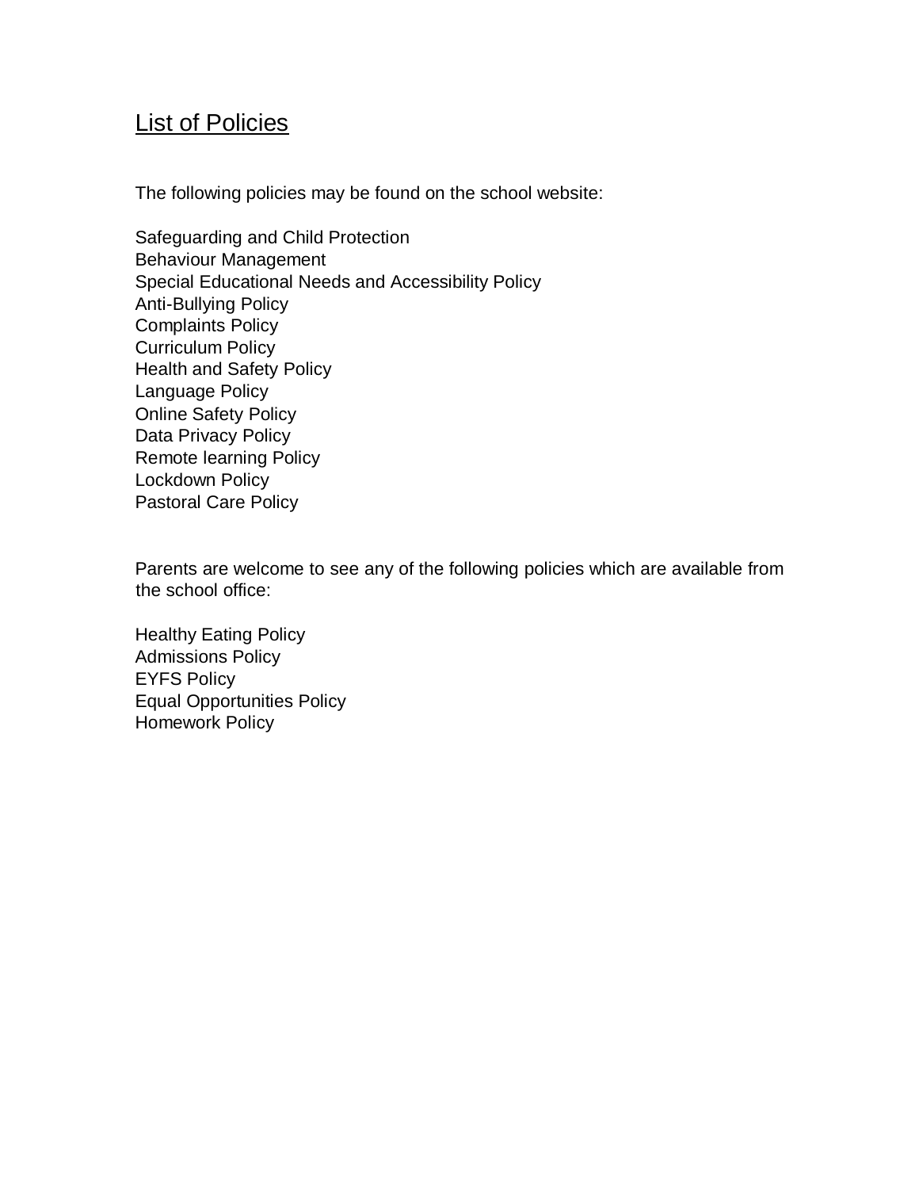## List of Policies

The following policies may be found on the school website:

Safeguarding and Child Protection
Behaviour Management
Special Educational Needs and Accessibility Policy
Anti-Bullying Policy
Complaints Policy
Curriculum Policy
Health and Safety Policy
Language Policy
Online Safety Policy
Data Privacy Policy
Remote learning Policy
Lockdown Policy
Pastoral Care Policy

Parents are welcome to see any of the following policies which are available from the school office:

Healthy Eating Policy
Admissions Policy
EYFS Policy
Equal Opportunities Policy
Homework Policy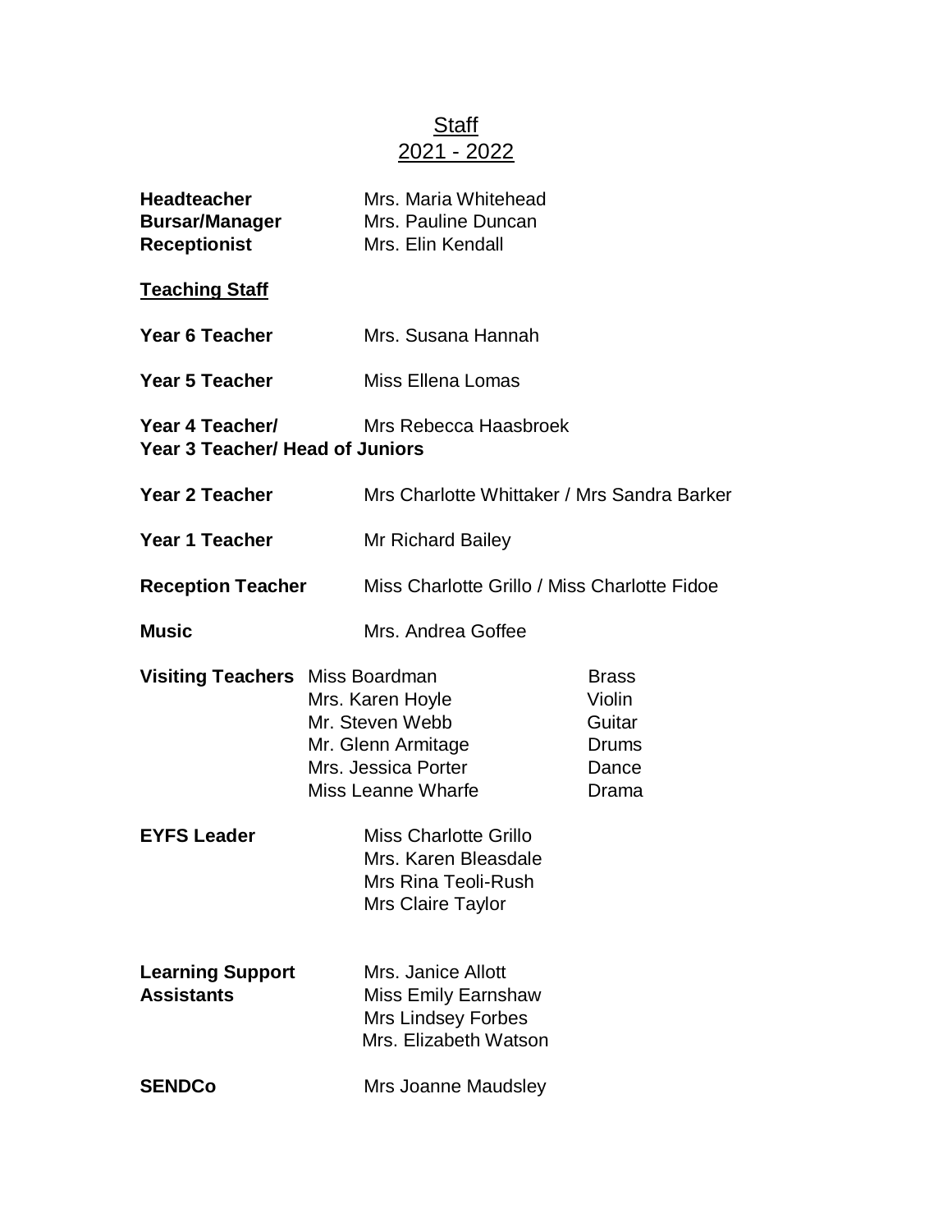# Staff
## 2021 - 2022

**Headteacher** Mrs. Maria Whitehead
**Bursar/Manager** Mrs. Pauline Duncan
**Receptionist** Mrs. Elin Kendall

**Teaching Staff**

**Year 6 Teacher** Mrs. Susana Hannah

**Year 5 Teacher** Miss Ellena Lomas

**Year 4 Teacher/ Year 3 Teacher/ Head of Juniors** Mrs Rebecca Haasbroek

**Year 2 Teacher** Mrs Charlotte Whittaker / Mrs Sandra Barker

**Year 1 Teacher** Mr Richard Bailey

**Reception Teacher** Miss Charlotte Grillo / Miss Charlotte Fidoe

**Music** Mrs. Andrea Goffee

**Visiting Teachers**

| Name | Subject |
|---|---|
| Miss Boardman | Brass |
| Mrs. Karen Hoyle | Violin |
| Mr. Steven Webb | Guitar |
| Mr. Glenn Armitage | Drums |
| Mrs. Jessica Porter | Dance |
| Miss Leanne Wharfe | Drama |

**EYFS Leader** Miss Charlotte Grillo
Mrs. Karen Bleasdale
Mrs Rina Teoli-Rush
Mrs Claire Taylor

**Learning Support Assistants** Mrs. Janice Allott
Miss Emily Earnshaw
Mrs Lindsey Forbes
Mrs. Elizabeth Watson

**SENDCo** Mrs Joanne Maudsley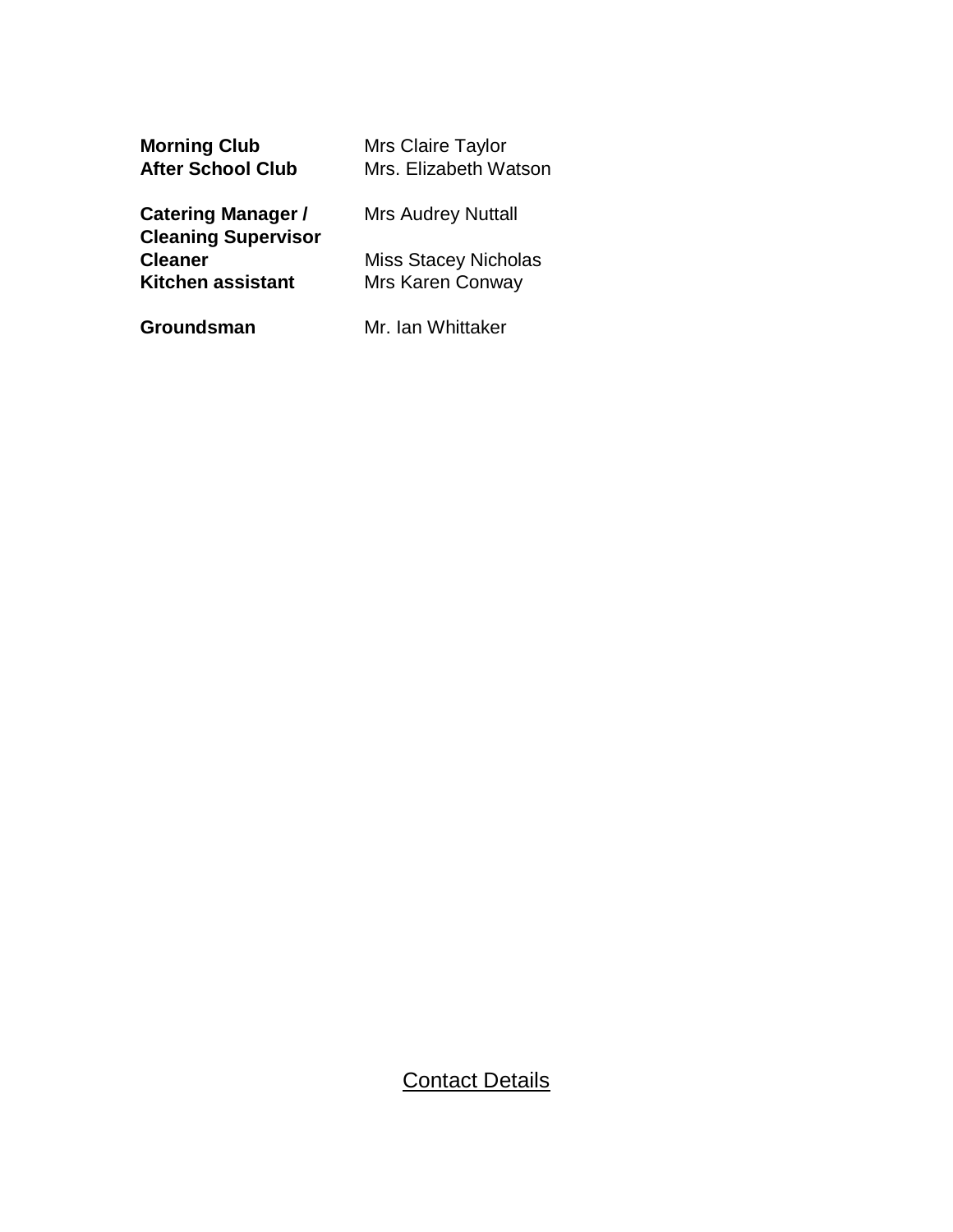**Morning Club** Mrs Claire Taylor
**After School Club** Mrs. Elizabeth Watson

**Catering Manager / Cleaning Supervisor** Mrs Audrey Nuttall
**Cleaner** Miss Stacey Nicholas
**Kitchen assistant** Mrs Karen Conway

**Groundsman** Mr. Ian Whittaker

<u>Contact Details</u>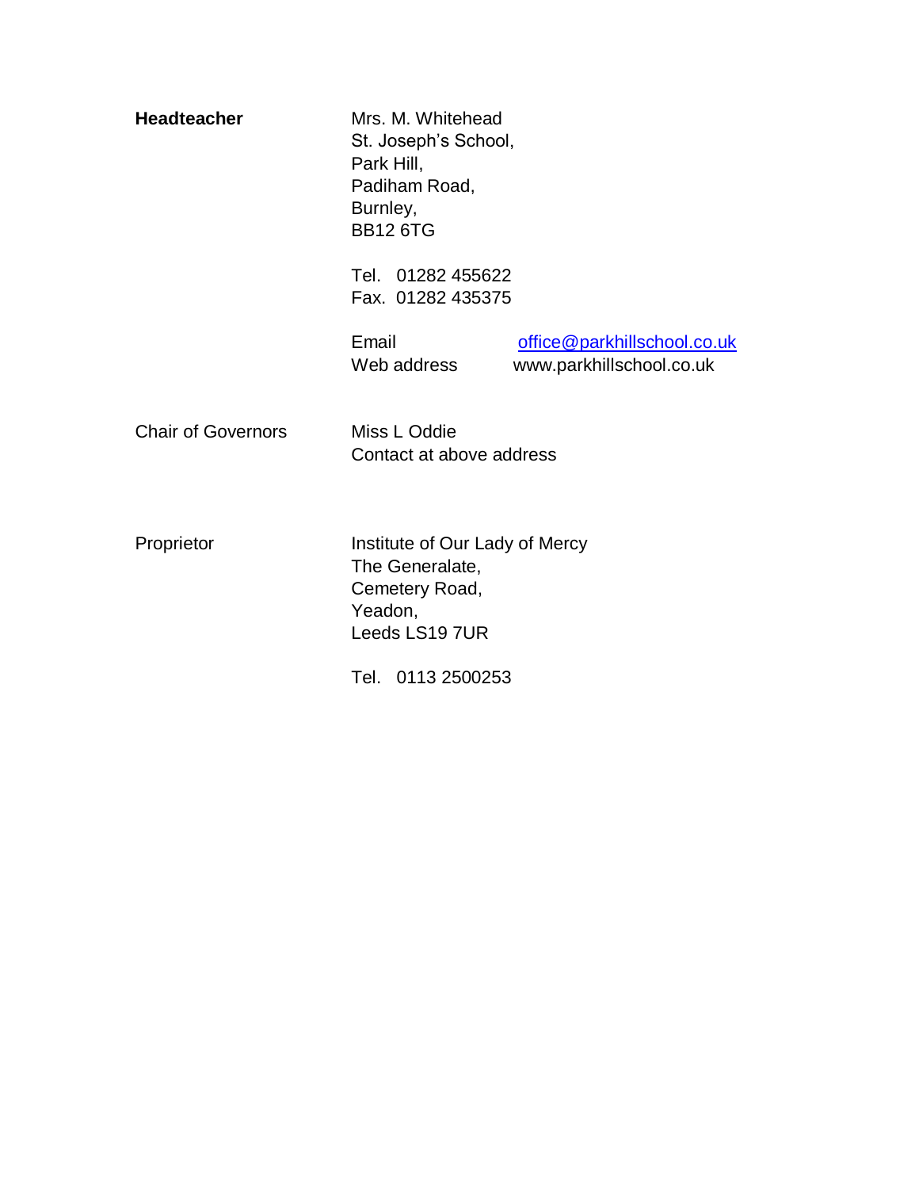| | |
|---|---|
| **Headteacher** | Mrs. M. Whitehead<br>St. Joseph's School,<br>Park Hill,<br>Padiham Road,<br>Burnley,<br>BB12 6TG<br><br>Tel. 01282 455622<br>Fax. 01282 435375<br><br>Email office@parkhillschool.co.uk<br>Web address www.parkhillschool.co.uk |
| Chair of Governors | Miss L Oddie<br>Contact at above address |
| Proprietor | Institute of Our Lady of Mercy<br>The Generalate,<br>Cemetery Road,<br>Yeadon,<br>Leeds LS19 7UR<br><br>Tel. 0113 2500253 |